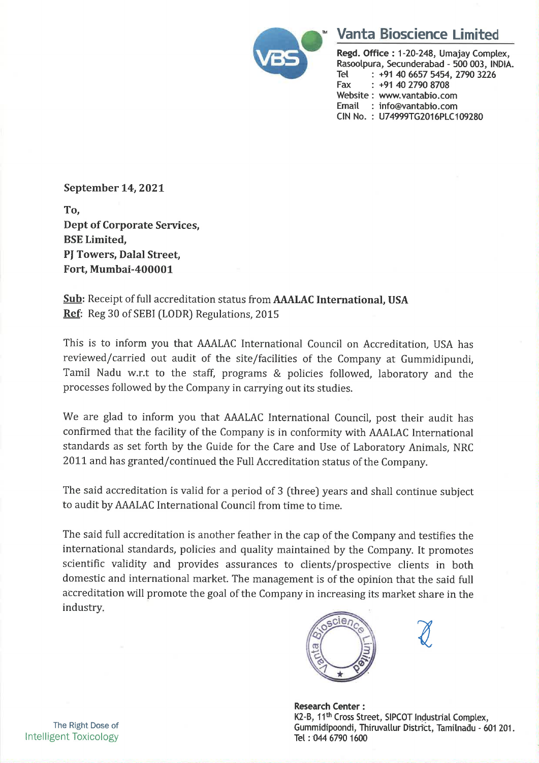# Vanta Bioscience Limited

**Regd. Office :** 1-20-248, Umajay Complex, Rasoolpura, Secunderabad - 500 003, INDIA.
Tel : +91 40 6657 5454, 2790 3226
Fax : +91 40 2790 8708
Website : www.vantabio.com
Email : info@vantabio.com
CIN No. : U74999TG2016PLC109280

**September 14, 2021**

**To,**
**Dept of Corporate Services,**
**BSE Limited,**
**PJ Towers, Dalal Street,**
**Fort, Mumbai-400001**

**Sub:** Receipt of full accreditation status from **AAALAC International, USA**
**Ref:** Reg 30 of SEBI (LODR) Regulations, 2015

This is to inform you that AAALAC International Council on Accreditation, USA has reviewed/carried out audit of the site/facilities of the Company at Gummidipundi, Tamil Nadu w.r.t to the staff, programs & policies followed, laboratory and the processes followed by the Company in carrying out its studies.

We are glad to inform you that AAALAC International Council, post their audit has confirmed that the facility of the Company is in conformity with AAALAC International standards as set forth by the Guide for the Care and Use of Laboratory Animals, NRC 2011 and has granted/continued the Full Accreditation status of the Company.

The said accreditation is valid for a period of 3 (three) years and shall continue subject to audit by AAALAC International Council from time to time.

The said full accreditation is another feather in the cap of the Company and testifies the international standards, policies and quality maintained by the Company. It promotes scientific validity and provides assurances to clients/prospective clients in both domestic and international market. The management is of the opinion that the said full accreditation will promote the goal of the Company in increasing its market share in the industry.

The Right Dose of
Intelligent Toxicology

**Research Center :**
K2-B, 11th Cross Street, SIPCOT Industrial Complex,
Gummidipoondi, Thiruvallur District, Tamilnadu - 601 201.
Tel : 044 6790 1600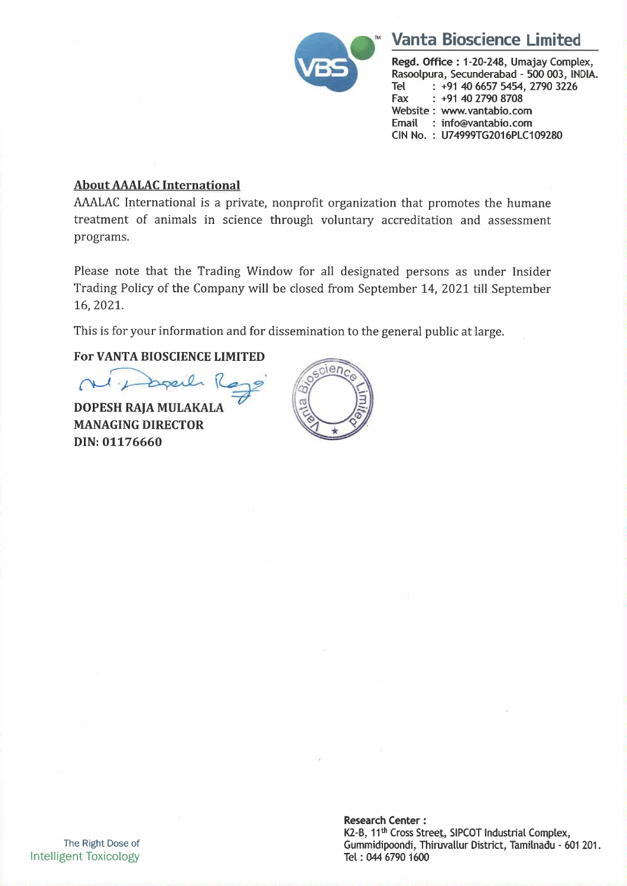## Vanta Bioscience Limited

**Regd. Office :** 1-20-248, Umajay Complex, Rasoolpura, Secunderabad - 500 003, INDIA.
Tel : +91 40 6657 5454, 2790 3226
Fax : +91 40 2790 8708
Website : www.vantabio.com
Email : info@vantabio.com
CIN No. : U74999TG2016PLC109280

**About AAALAC International**

AAALAC International is a private, nonprofit organization that promotes the humane treatment of animals in science through voluntary accreditation and assessment programs.

Please note that the Trading Window for all designated persons as under Insider Trading Policy of the Company will be closed from September 14, 2021 till September 16, 2021.

This is for your information and for dissemination to the general public at large.

**For VANTA BIOSCIENCE LIMITED**

**DOPESH RAJA MULAKALA**
**MANAGING DIRECTOR**
**DIN: 01176660**

The Right Dose of Intelligent Toxicology

**Research Center :**
K2-B, 11th Cross Street, SIPCOT Industrial Complex, Gummidipoondi, Thiruvallur District, Tamilnadu - 601 201.
Tel : 044 6790 1600